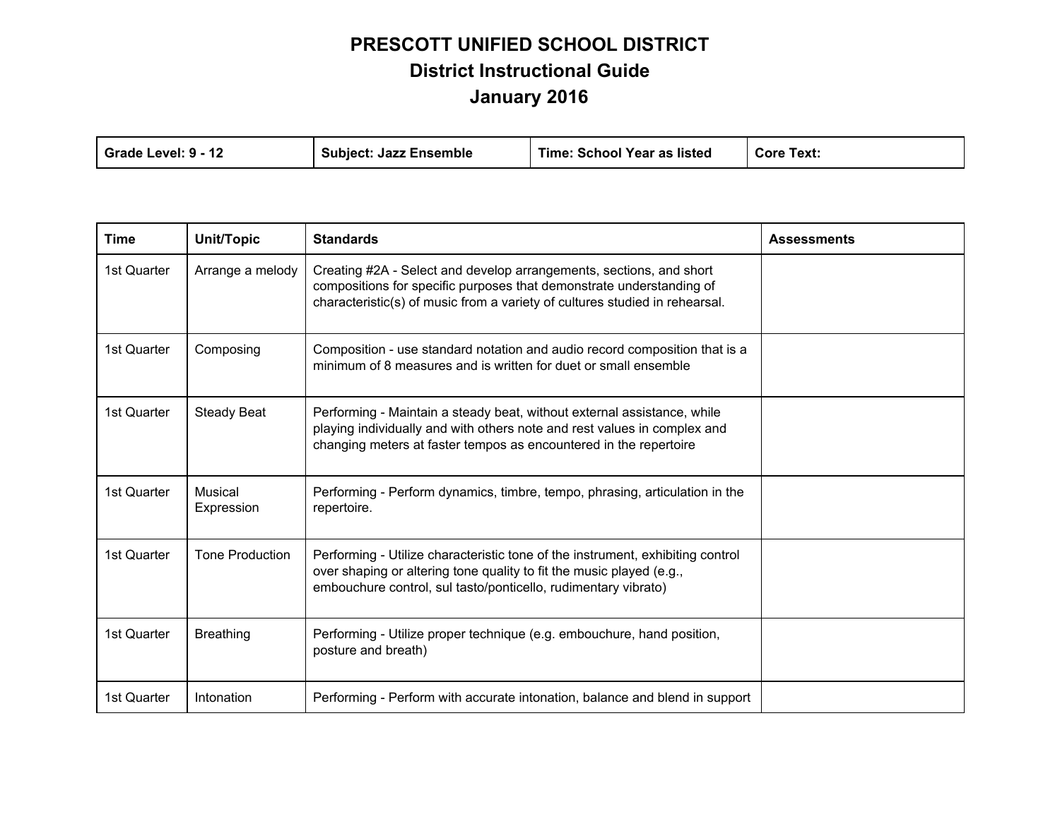# PRESCOTT UNIFIED SCHOOL DISTRICT
## District Instructional Guide
## January 2016

| Grade Level: 9 - 12 | Subject: Jazz Ensemble | Time: School Year as listed | Core Text: |
|---|---|---|---|

| Time | Unit/Topic | Standards | Assessments |
|---|---|---|---|
| 1st Quarter | Arrange a melody | Creating #2A - Select and develop arrangements, sections, and short compositions for specific purposes that demonstrate understanding of characteristic(s) of music from a variety of cultures studied in rehearsal. | |
| 1st Quarter | Composing | Composition - use standard notation and audio record composition that is a minimum of 8 measures and is written for duet or small ensemble | |
| 1st Quarter | Steady Beat | Performing - Maintain a steady beat, without external assistance, while playing individually and with others note and rest values in complex and changing meters at faster tempos as encountered in the repertoire | |
| 1st Quarter | Musical Expression | Performing - Perform dynamics, timbre, tempo, phrasing, articulation in the repertoire. | |
| 1st Quarter | Tone Production | Performing - Utilize characteristic tone of the instrument, exhibiting control over shaping or altering tone quality to fit the music played (e.g., embouchure control, sul tasto/ponticello, rudimentary vibrato) | |
| 1st Quarter | Breathing | Performing - Utilize proper technique (e.g. embouchure, hand position, posture and breath) | |
| 1st Quarter | Intonation | Performing - Perform with accurate intonation, balance and blend in support | |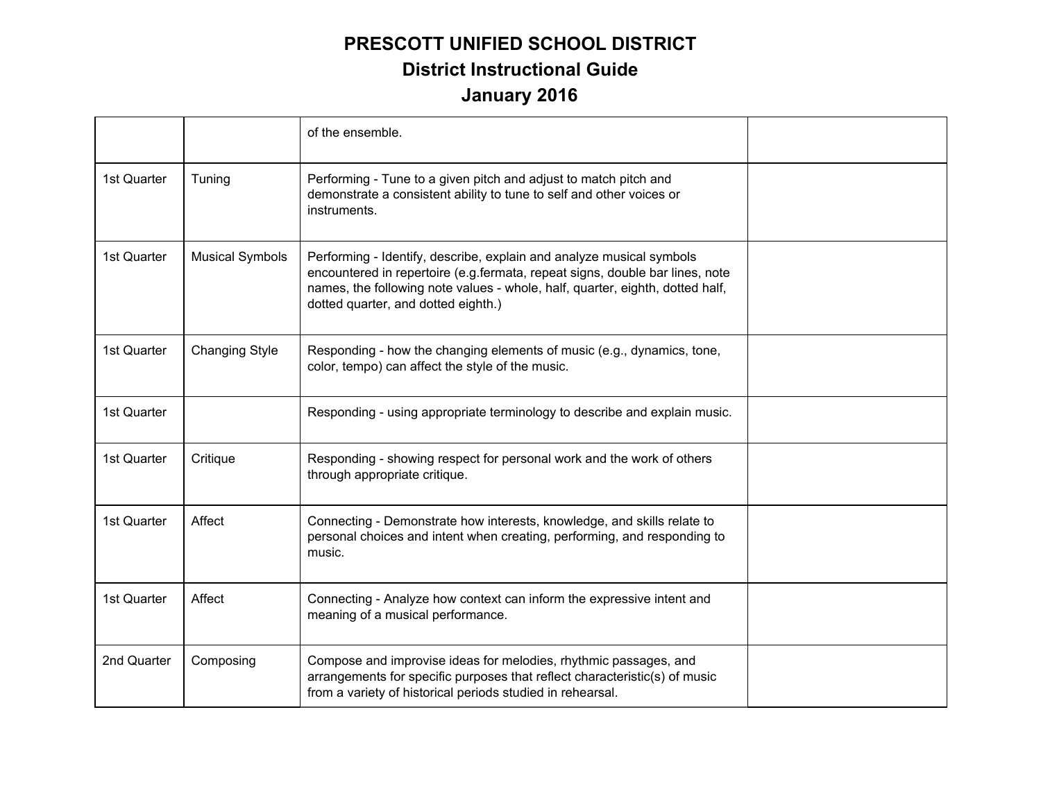| | | of the ensemble. | |
|---|---|---|---|
| 1st Quarter | Tuning | Performing - Tune to a given pitch and adjust to match pitch and demonstrate a consistent ability to tune to self and other voices or instruments. | |
| 1st Quarter | Musical Symbols | Performing - Identify, describe, explain and analyze musical symbols encountered in repertoire (e.g.fermata, repeat signs, double bar lines, note names, the following note values - whole, half, quarter, eighth, dotted half, dotted quarter, and dotted eighth.) | |
| 1st Quarter | Changing Style | Responding - how the changing elements of music (e.g., dynamics, tone, color, tempo) can affect the style of the music. | |
| 1st Quarter | | Responding - using appropriate terminology to describe and explain music. | |
| 1st Quarter | Critique | Responding - showing respect for personal work and the work of others through appropriate critique. | |
| 1st Quarter | Affect | Connecting - Demonstrate how interests, knowledge, and skills relate to personal choices and intent when creating, performing, and responding to music. | |
| 1st Quarter | Affect | Connecting - Analyze how context can inform the expressive intent and meaning of a musical performance. | |
| 2nd Quarter | Composing | Compose and improvise ideas for melodies, rhythmic passages, and arrangements for specific purposes that reflect characteristic(s) of music from a variety of historical periods studied in rehearsal. | |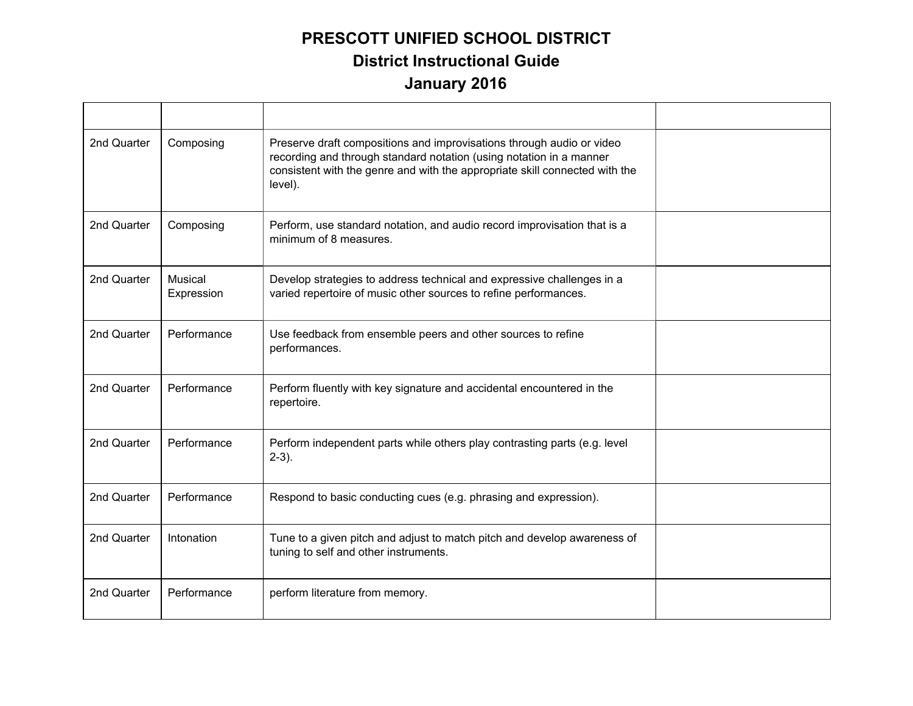# PRESCOTT UNIFIED SCHOOL DISTRICT

## District Instructional Guide

## January 2016

| | | | |
|---|---|---|---|
| 2nd Quarter | Composing | Preserve draft compositions and improvisations through audio or video recording and through standard notation (using notation in a manner consistent with the genre and with the appropriate skill connected with the level). | |
| 2nd Quarter | Composing | Perform, use standard notation, and audio record improvisation that is a minimum of 8 measures. | |
| 2nd Quarter | Musical Expression | Develop strategies to address technical and expressive challenges in a varied repertoire of music other sources to refine performances. | |
| 2nd Quarter | Performance | Use feedback from ensemble peers and other sources to refine performances. | |
| 2nd Quarter | Performance | Perform fluently with key signature and accidental encountered in the repertoire. | |
| 2nd Quarter | Performance | Perform independent parts while others play contrasting parts (e.g. level 2-3). | |
| 2nd Quarter | Performance | Respond to basic conducting cues (e.g. phrasing and expression). | |
| 2nd Quarter | Intonation | Tune to a given pitch and adjust to match pitch and develop awareness of tuning to self and other instruments. | |
| 2nd Quarter | Performance | perform literature from memory. | |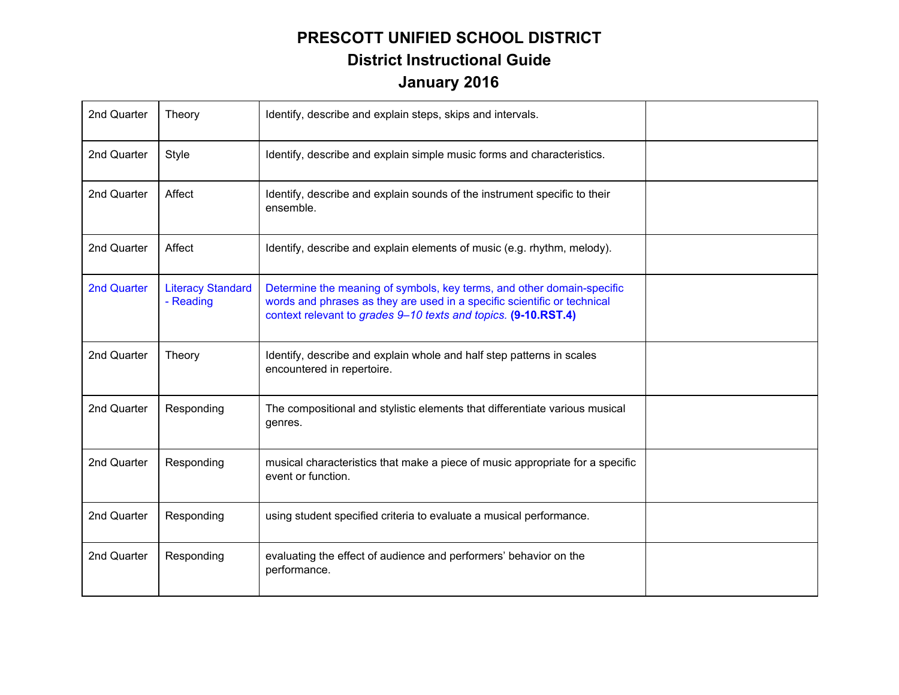# PRESCOTT UNIFIED SCHOOL DISTRICT
## District Instructional Guide
## January 2016

| | | | |
|---|---|---|---|
| 2nd Quarter | Theory | Identify, describe and explain steps, skips and intervals. | |
| 2nd Quarter | Style | Identify, describe and explain simple music forms and characteristics. | |
| 2nd Quarter | Affect | Identify, describe and explain sounds of the instrument specific to their ensemble. | |
| 2nd Quarter | Affect | Identify, describe and explain elements of music (e.g. rhythm, melody). | |
| 2nd Quarter | Literacy Standard - Reading | Determine the meaning of symbols, key terms, and other domain-specific words and phrases as they are used in a specific scientific or technical context relevant to *grades 9–10 texts and topics.* **(9-10.RST.4)** | |
| 2nd Quarter | Theory | Identify, describe and explain whole and half step patterns in scales encountered in repertoire. | |
| 2nd Quarter | Responding | The compositional and stylistic elements that differentiate various musical genres. | |
| 2nd Quarter | Responding | musical characteristics that make a piece of music appropriate for a specific event or function. | |
| 2nd Quarter | Responding | using student specified criteria to evaluate a musical performance. | |
| 2nd Quarter | Responding | evaluating the effect of audience and performers' behavior on the performance. | |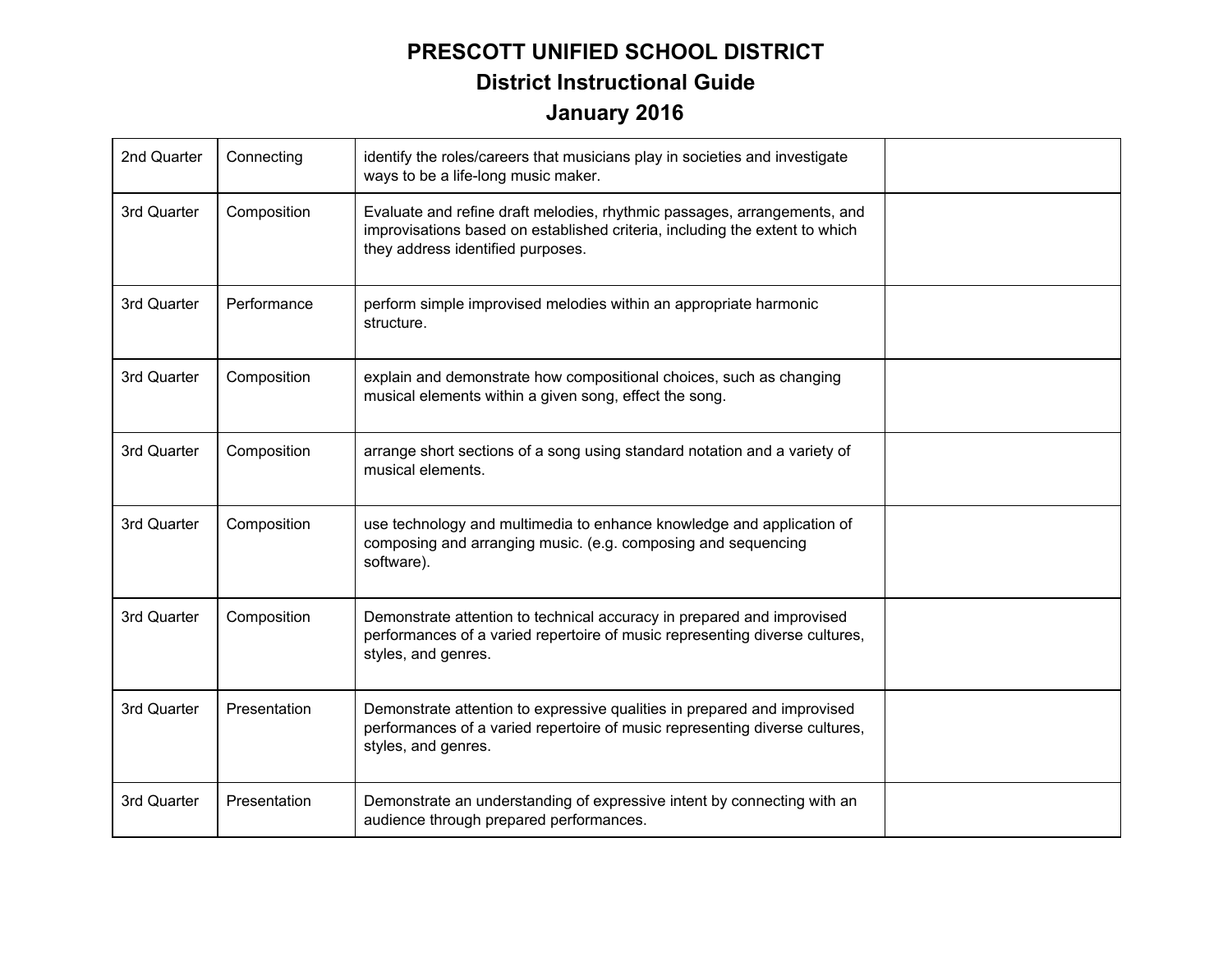# PRESCOTT UNIFIED SCHOOL DISTRICT
## District Instructional Guide
## January 2016

| | | | |
|---|---|---|---|
| 2nd Quarter | Connecting | identify the roles/careers that musicians play in societies and investigate ways to be a life-long music maker. | |
| 3rd Quarter | Composition | Evaluate and refine draft melodies, rhythmic passages, arrangements, and improvisations based on established criteria, including the extent to which they address identified purposes. | |
| 3rd Quarter | Performance | perform simple improvised melodies within an appropriate harmonic structure. | |
| 3rd Quarter | Composition | explain and demonstrate how compositional choices, such as changing musical elements within a given song, effect the song. | |
| 3rd Quarter | Composition | arrange short sections of a song using standard notation and a variety of musical elements. | |
| 3rd Quarter | Composition | use technology and multimedia to enhance knowledge and application of composing and arranging music. (e.g. composing and sequencing software). | |
| 3rd Quarter | Composition | Demonstrate attention to technical accuracy in prepared and improvised performances of a varied repertoire of music representing diverse cultures, styles, and genres. | |
| 3rd Quarter | Presentation | Demonstrate attention to expressive qualities in prepared and improvised performances of a varied repertoire of music representing diverse cultures, styles, and genres. | |
| 3rd Quarter | Presentation | Demonstrate an understanding of expressive intent by connecting with an audience through prepared performances. | |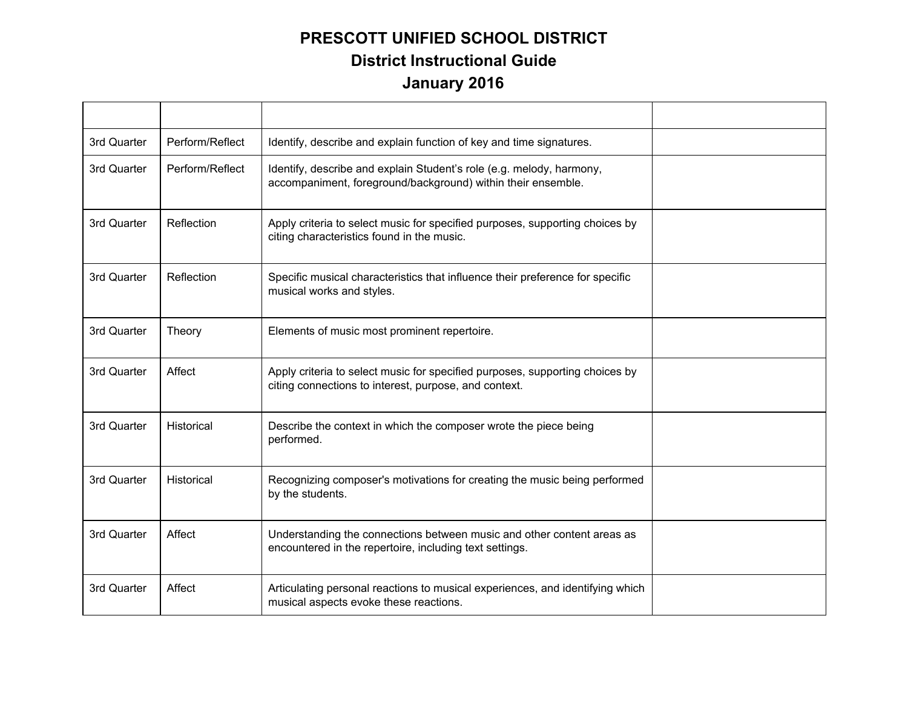**PRESCOTT UNIFIED SCHOOL DISTRICT**

**District Instructional Guide**

**January 2016**

| | | | |
|---|---|---|---|
| 3rd Quarter | Perform/Reflect | Identify, describe and explain function of key and time signatures. | |
| 3rd Quarter | Perform/Reflect | Identify, describe and explain Student's role (e.g. melody, harmony, accompaniment, foreground/background) within their ensemble. | |
| 3rd Quarter | Reflection | Apply criteria to select music for specified purposes, supporting choices by citing characteristics found in the music. | |
| 3rd Quarter | Reflection | Specific musical characteristics that influence their preference for specific musical works and styles. | |
| 3rd Quarter | Theory | Elements of music most prominent repertoire. | |
| 3rd Quarter | Affect | Apply criteria to select music for specified purposes, supporting choices by citing connections to interest, purpose, and context. | |
| 3rd Quarter | Historical | Describe the context in which the composer wrote the piece being performed. | |
| 3rd Quarter | Historical | Recognizing composer's motivations for creating the music being performed by the students. | |
| 3rd Quarter | Affect | Understanding the connections between music and other content areas as encountered in the repertoire, including text settings. | |
| 3rd Quarter | Affect | Articulating personal reactions to musical experiences, and identifying which musical aspects evoke these reactions. | |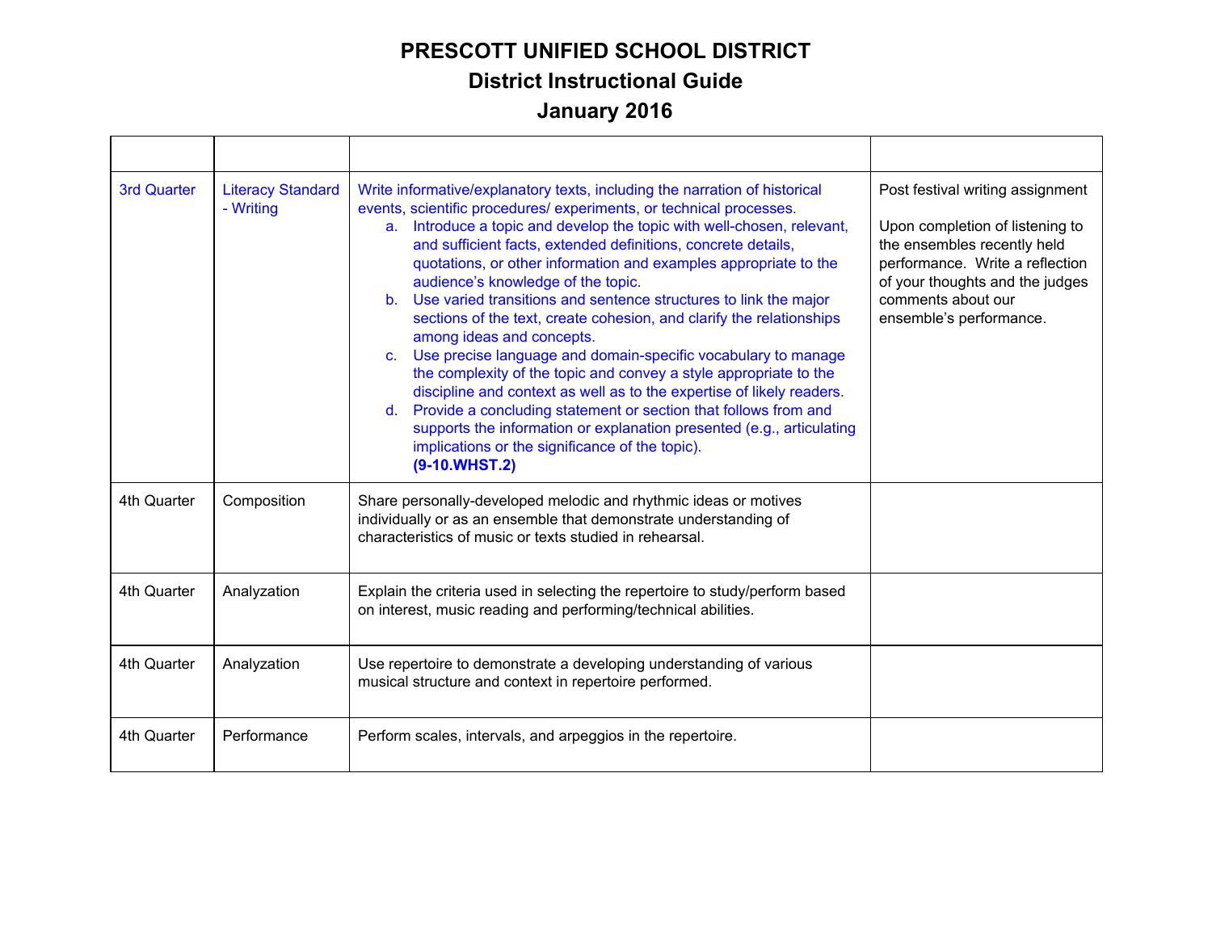# PRESCOTT UNIFIED SCHOOL DISTRICT

## District Instructional Guide

## January 2016

| | | | |
|---|---|---|---|
| 3rd Quarter | Literacy Standard - Writing | Write informative/explanatory texts, including the narration of historical events, scientific procedures/ experiments, or technical processes.<br>a. Introduce a topic and develop the topic with well-chosen, relevant, and sufficient facts, extended definitions, concrete details, quotations, or other information and examples appropriate to the audience's knowledge of the topic.<br>b. Use varied transitions and sentence structures to link the major sections of the text, create cohesion, and clarify the relationships among ideas and concepts.<br>c. Use precise language and domain-specific vocabulary to manage the complexity of the topic and convey a style appropriate to the discipline and context as well as to the expertise of likely readers.<br>d. Provide a concluding statement or section that follows from and supports the information or explanation presented (e.g., articulating implications or the significance of the topic).<br>**(9-10.WHST.2)** | Post festival writing assignment<br><br>Upon completion of listening to the ensembles recently held performance. Write a reflection of your thoughts and the judges comments about our ensemble's performance. |
| 4th Quarter | Composition | Share personally-developed melodic and rhythmic ideas or motives individually or as an ensemble that demonstrate understanding of characteristics of music or texts studied in rehearsal. | |
| 4th Quarter | Analyzation | Explain the criteria used in selecting the repertoire to study/perform based on interest, music reading and performing/technical abilities. | |
| 4th Quarter | Analyzation | Use repertoire to demonstrate a developing understanding of various musical structure and context in repertoire performed. | |
| 4th Quarter | Performance | Perform scales, intervals, and arpeggios in the repertoire. | |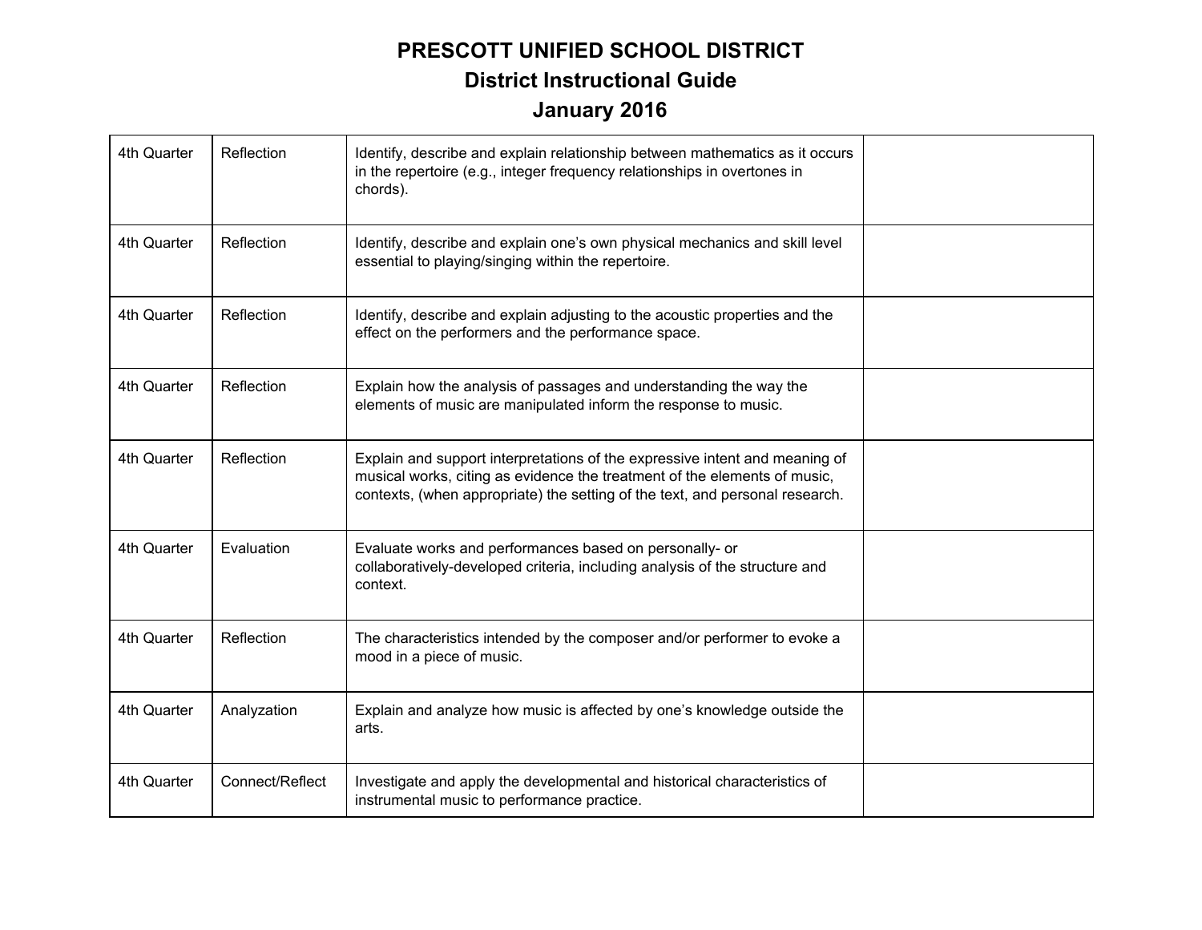**PRESCOTT UNIFIED SCHOOL DISTRICT**
**District Instructional Guide**
**January 2016**

| | | | |
|---|---|---|---|
| 4th Quarter | Reflection | Identify, describe and explain relationship between mathematics as it occurs in the repertoire (e.g., integer frequency relationships in overtones in chords). | |
| 4th Quarter | Reflection | Identify, describe and explain one's own physical mechanics and skill level essential to playing/singing within the repertoire. | |
| 4th Quarter | Reflection | Identify, describe and explain adjusting to the acoustic properties and the effect on the performers and the performance space. | |
| 4th Quarter | Reflection | Explain how the analysis of passages and understanding the way the elements of music are manipulated inform the response to music. | |
| 4th Quarter | Reflection | Explain and support interpretations of the expressive intent and meaning of musical works, citing as evidence the treatment of the elements of music, contexts, (when appropriate) the setting of the text, and personal research. | |
| 4th Quarter | Evaluation | Evaluate works and performances based on personally- or collaboratively-developed criteria, including analysis of the structure and context. | |
| 4th Quarter | Reflection | The characteristics intended by the composer and/or performer to evoke a mood in a piece of music. | |
| 4th Quarter | Analyzation | Explain and analyze how music is affected by one's knowledge outside the arts. | |
| 4th Quarter | Connect/Reflect | Investigate and apply the developmental and historical characteristics of instrumental music to performance practice. | |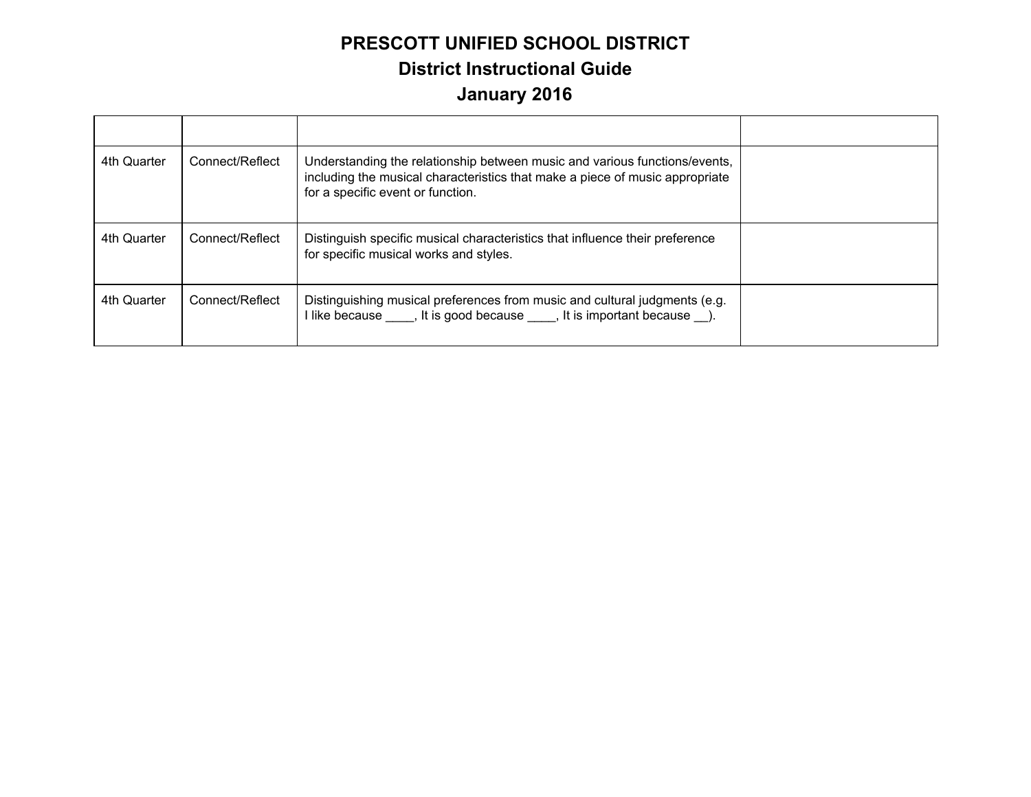**PRESCOTT UNIFIED SCHOOL DISTRICT**

**District Instructional Guide**

**January 2016**

| | | | |
|---|---|---|---|
| 4th Quarter | Connect/Reflect | Understanding the relationship between music and various functions/events, including the musical characteristics that make a piece of music appropriate for a specific event or function. | |
| 4th Quarter | Connect/Reflect | Distinguish specific musical characteristics that influence their preference for specific musical works and styles. | |
| 4th Quarter | Connect/Reflect | Distinguishing musical preferences from music and cultural judgments (e.g. I like because ____, It is good because ____, It is important because __). | |